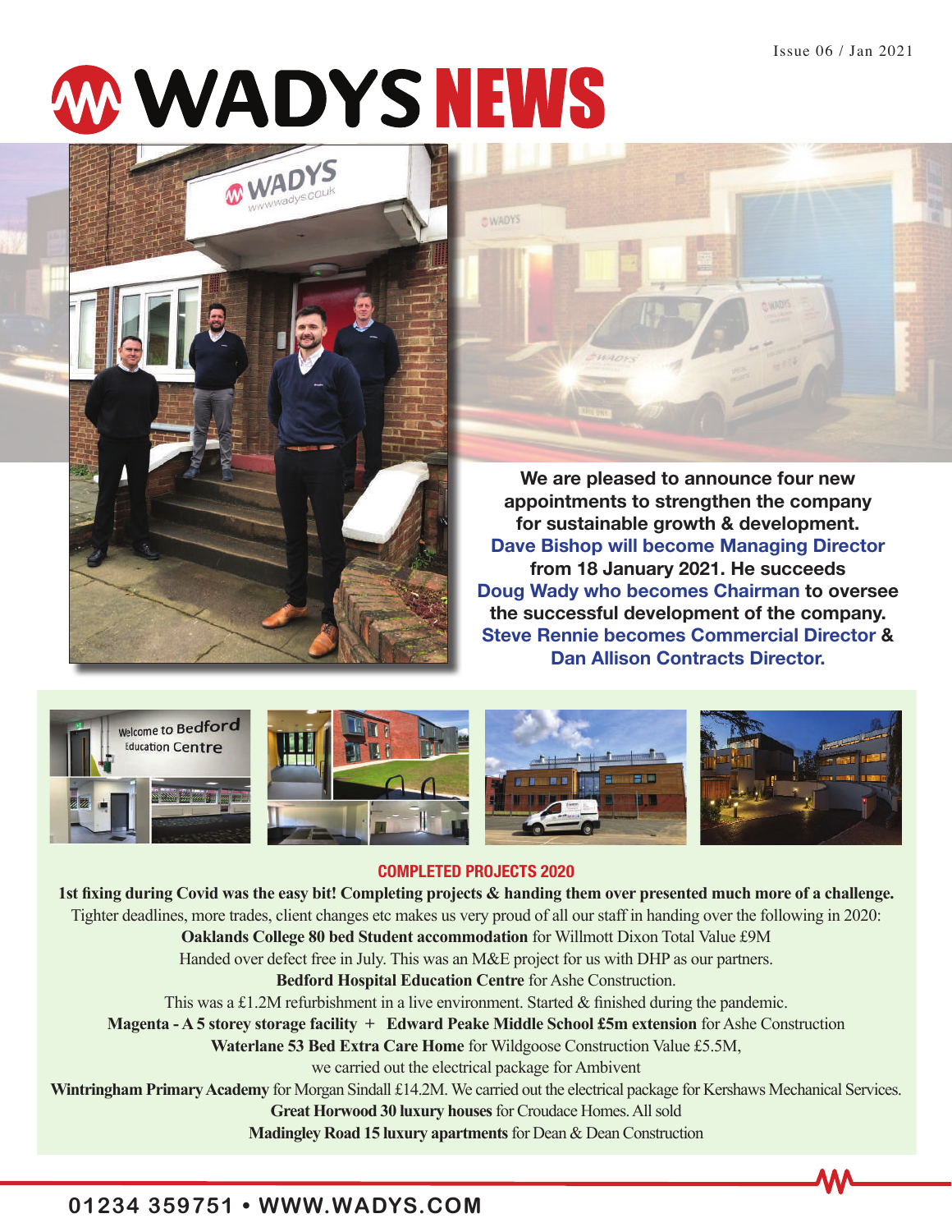Issue 06 / Jan 2021

# WADYS NEWS

**We are pleased to announce four new appointments to strengthen the company for sustainable growth & development. Dave Bishop will become Managing Director from 18 January 2021. He succeeds Doug Wady who becomes Chairman to oversee the successful development of the company. Steve Rennie becomes Commercial Director & Dan Allison Contracts Director.**

## COMPLETED PROJECTS 2020

**1st fixing during Covid was the easy bit! Completing projects & handing them over presented much more of a challenge.**

Tighter deadlines, more trades, client changes etc makes us very proud of all our staff in handing over the following in 2020:

**Oaklands College 80 bed Student accommodation** for Willmott Dixon Total Value £9M

Handed over defect free in July. This was an M&E project for us with DHP as our partners.

**Bedford Hospital Education Centre** for Ashe Construction.

This was a £1.2M refurbishment in a live environment. Started & finished during the pandemic.

**Magenta - A 5 storey storage facility** + **Edward Peake Middle School £5m extension** for Ashe Construction

**Waterlane 53 Bed Extra Care Home** for Wildgoose Construction Value £5.5M,

we carried out the electrical package for Ambivent

**Wintringham Primary Academy** for Morgan Sindall £14.2M. We carried out the electrical package for Kershaws Mechanical Services.

**Great Horwood 30 luxury houses** for Croudace Homes. All sold

**Madingley Road 15 luxury apartments** for Dean & Dean Construction

01234 359751 • WWW.WADYS.COM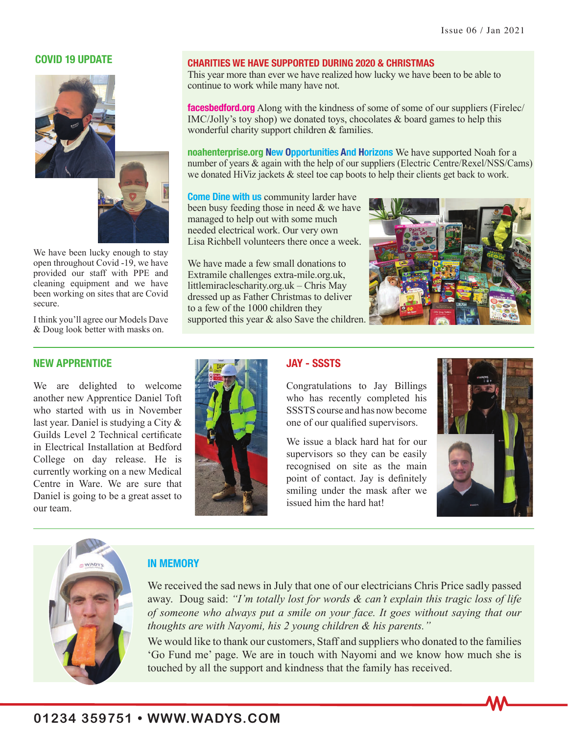## COVID 19 UPDATE

We have been lucky enough to stay open throughout Covid -19, we have provided our staff with PPE and cleaning equipment and we have been working on sites that are Covid secure.

I think you'll agree our Models Dave & Doug look better with masks on.

## CHARITIES WE HAVE SUPPORTED DURING 2020 & CHRISTMAS

This year more than ever we have realized how lucky we have been to be able to continue to work while many have not.

**facesbedford.org** Along with the kindness of some of some of our suppliers (Firelec/ IMC/Jolly's toy shop) we donated toys, chocolates & board games to help this wonderful charity support children & families.

**noahenterprise.org New Opportunities And Horizons** We have supported Noah for a number of years & again with the help of our suppliers (Electric Centre/Rexel/NSS/Cams) we donated HiViz jackets & steel toe cap boots to help their clients get back to work.

**Come Dine with us** community larder have been busy feeding those in need & we have managed to help out with some much needed electrical work. Our very own Lisa Richbell volunteers there once a week.

We have made a few small donations to Extramile challenges extra-mile.org.uk, littlemiraclescharity.org.uk – Chris May dressed up as Father Christmas to deliver to a few of the 1000 children they supported this year & also Save the children.

## NEW APPRENTICE

We are delighted to welcome another new Apprentice Daniel Toft who started with us in November last year. Daniel is studying a City & Guilds Level 2 Technical certificate in Electrical Installation at Bedford College on day release. He is currently working on a new Medical Centre in Ware. We are sure that Daniel is going to be a great asset to our team.

## JAY - SSSTS

Congratulations to Jay Billings who has recently completed his SSSTS course and has now become one of our qualified supervisors.

We issue a black hard hat for our supervisors so they can be easily recognised on site as the main point of contact. Jay is definitely smiling under the mask after we issued him the hard hat!

## IN MEMORY

We received the sad news in July that one of our electricians Chris Price sadly passed away. Doug said: *"I'm totally lost for words & can't explain this tragic loss of life of someone who always put a smile on your face. It goes without saying that our thoughts are with Nayomi, his 2 young children & his parents."*

We would like to thank our customers, Staff and suppliers who donated to the families 'Go Fund me' page. We are in touch with Nayomi and we know how much she is touched by all the support and kindness that the family has received.

01234 359751 • WWW.WADYS.COM